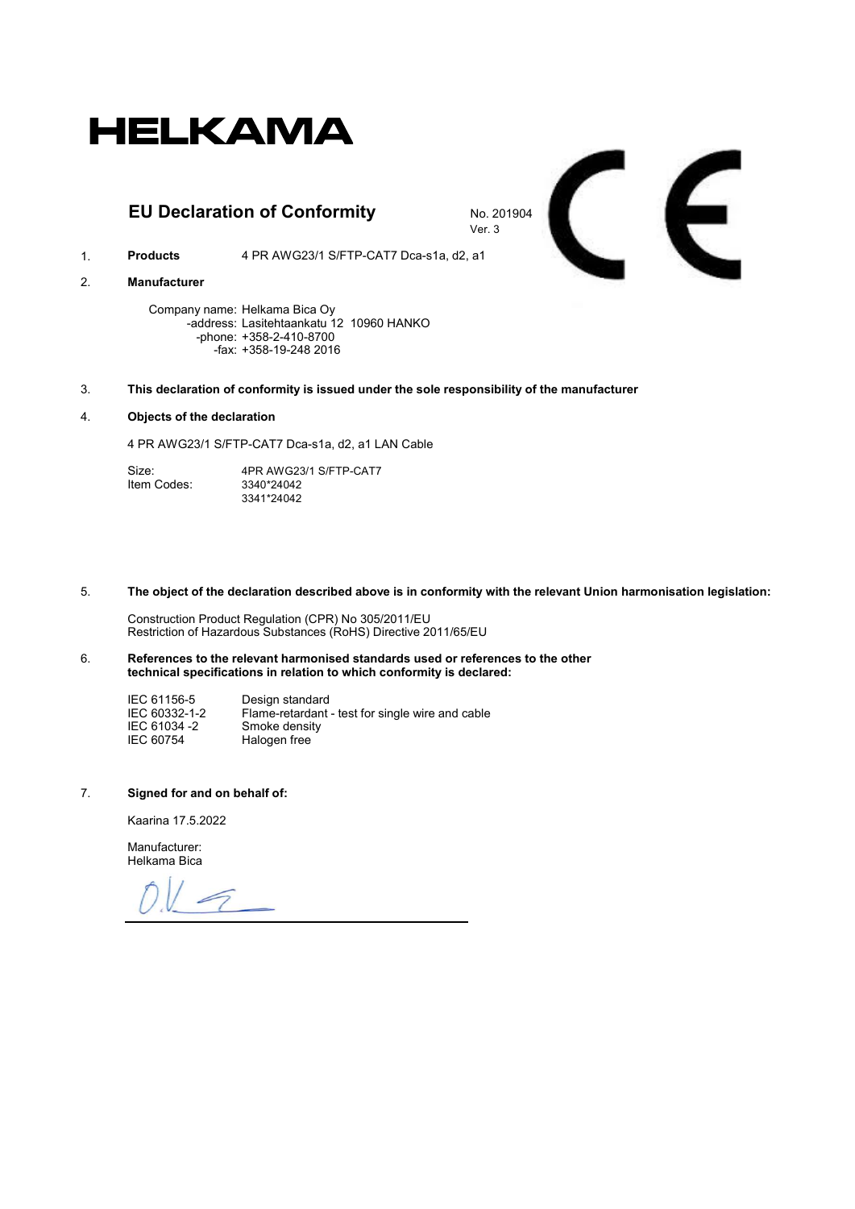# HELKAMA

## EU Declaration of Conformity

No. 201904
Ver. 3

1. **Products** 4 PR AWG23/1 S/FTP-CAT7 Dca-s1a, d2, a1

2. **Manufacturer**

   Company name: Helkama Bica Oy
   -address: Lasitehtaankatu 12 10960 HANKO
   -phone: +358-2-410-8700
   -fax: +358-19-248 2016

3. **This declaration of conformity is issued under the sole responsibility of the manufacturer**

4. **Objects of the declaration**

   4 PR AWG23/1 S/FTP-CAT7 Dca-s1a, d2, a1 LAN Cable

| | |
|---|---|
| Size: | 4PR AWG23/1 S/FTP-CAT7 |
| Item Codes: | 3340*24042 |
| | 3341*24042 |

5. **The object of the declaration described above is in conformity with the relevant Union harmonisation legislation:**

   Construction Product Regulation (CPR) No 305/2011/EU
   Restriction of Hazardous Substances (RoHS) Directive 2011/65/EU

6. **References to the relevant harmonised standards used or references to the other technical specifications in relation to which conformity is declared:**

| | |
|---|---|
| IEC 61156-5 | Design standard |
| IEC 60332-1-2 | Flame-retardant - test for single wire and cable |
| IEC 61034 -2 | Smoke density |
| IEC 60754 | Halogen free |

7. **Signed for and on behalf of:**

   Kaarina 17.5.2022

   Manufacturer:
   Helkama Bica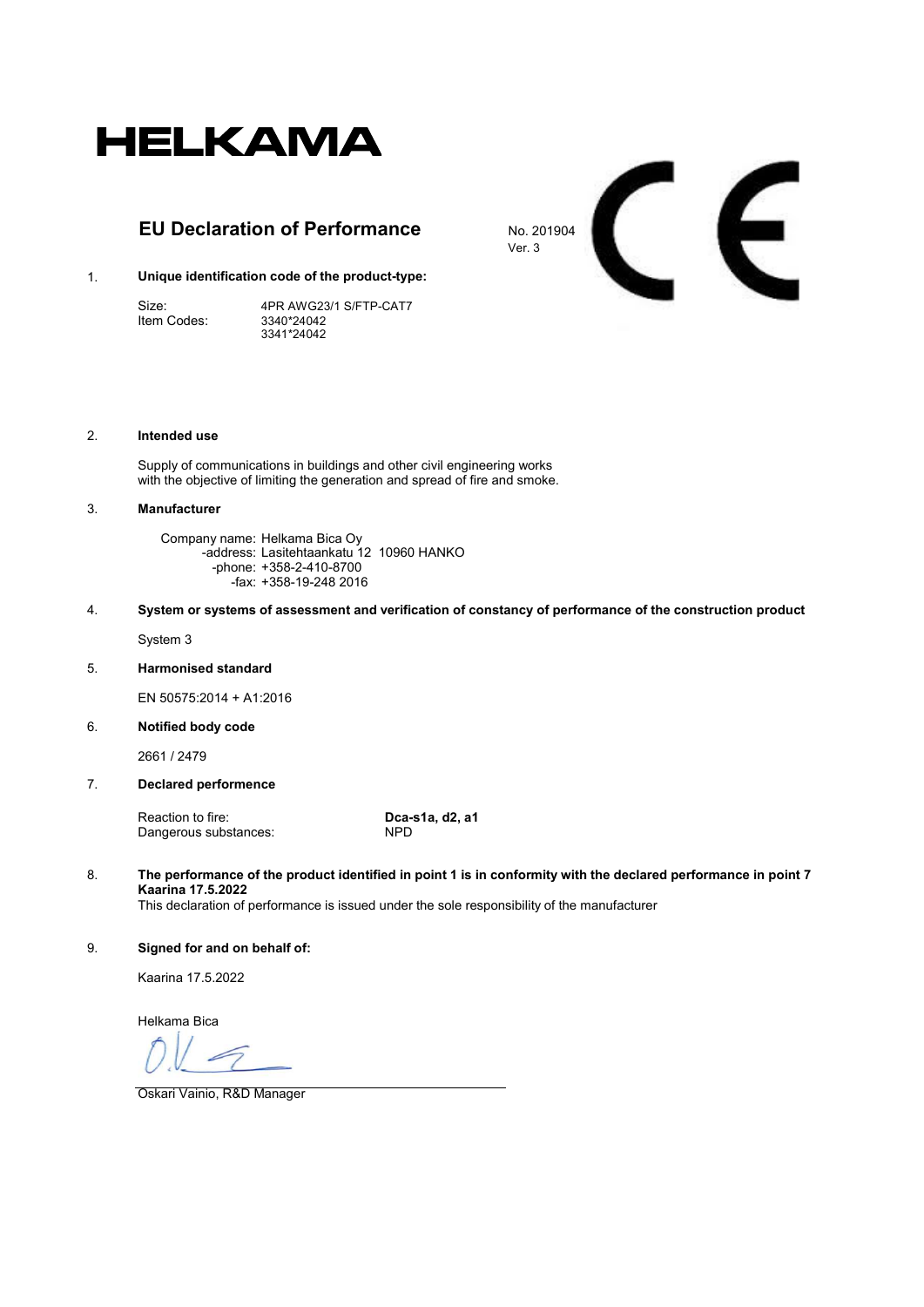# HELKAMA

## EU Declaration of Performance

No. 201904
Ver. 3

1. **Unique identification code of the product-type:**

   Size: 4PR AWG23/1 S/FTP-CAT7
   Item Codes: 3340*24042
   3341*24042

2. **Intended use**

   Supply of communications in buildings and other civil engineering works with the objective of limiting the generation and spread of fire and smoke.

3. **Manufacturer**

   Company name: Helkama Bica Oy
   -address: Lasitehtaankatu 12 10960 HANKO
   -phone: +358-2-410-8700
   -fax: +358-19-248 2016

4. **System or systems of assessment and verification of constancy of performance of the construction product**

   System 3

5. **Harmonised standard**

   EN 50575:2014 + A1:2016

6. **Notified body code**

   2661 / 2479

7. **Declared performence**

   Reaction to fire: **Dca-s1a, d2, a1**
   Dangerous substances: NPD

8. **The performance of the product identified in point 1 is in conformity with the declared performance in point 7**
   **Kaarina 17.5.2022**
   This declaration of performance is issued under the sole responsibility of the manufacturer

9. **Signed for and on behalf of:**

   Kaarina 17.5.2022

   Helkama Bica

   Oskari Vainio, R&D Manager